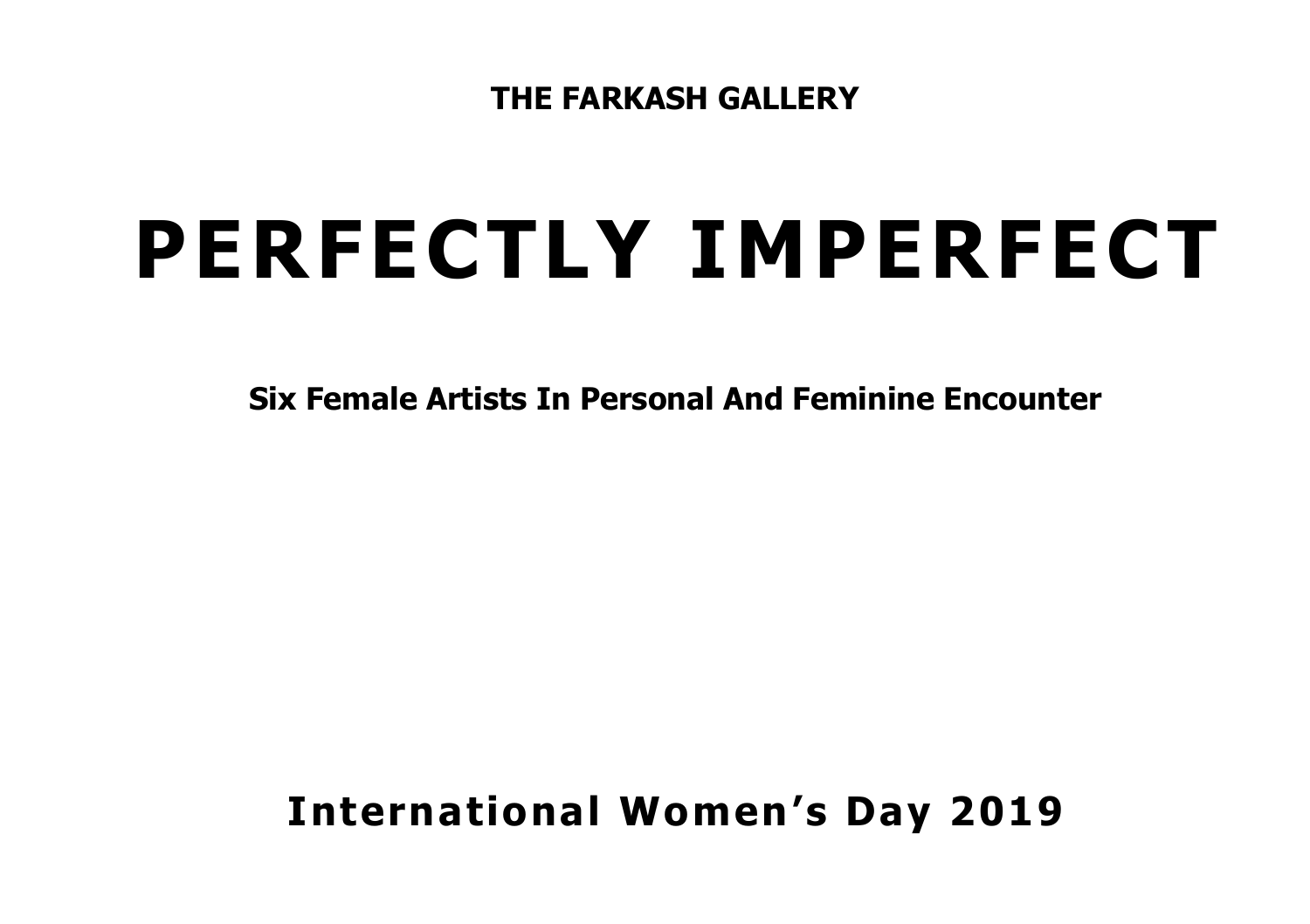**THE FARKASH GALLERY**

# PERFECTLY IMPERFECT

**Six Female Artists In Personal And Feminine Encounter**

## International Women's Day 2019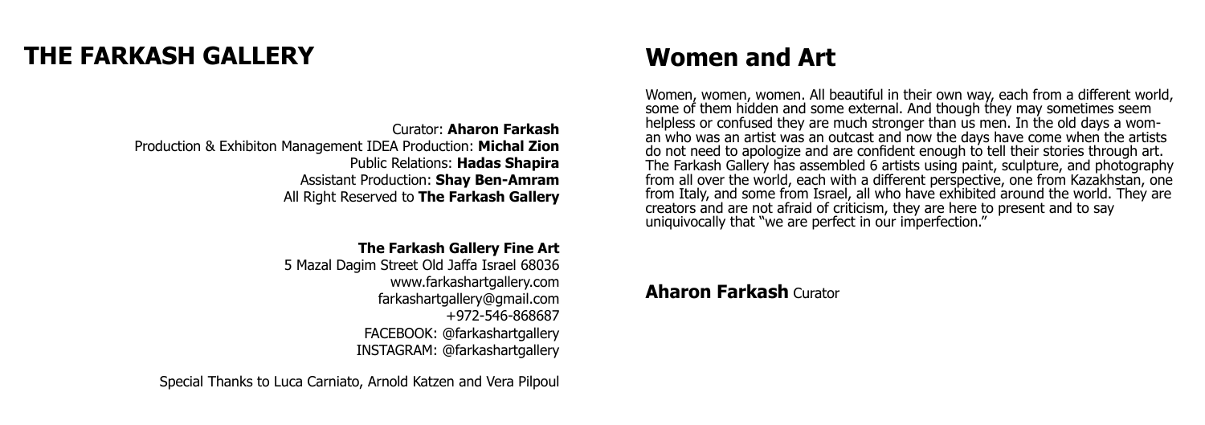# THE FARKASH GALLERY

Curator: **Aharon Farkash**
Production & Exhibiton Management IDEA Production: **Michal Zion**
Public Relations: **Hadas Shapira**
Assistant Production: **Shay Ben-Amram**
All Right Reserved to **The Farkash Gallery**

**The Farkash Gallery Fine Art**
5 Mazal Dagim Street Old Jaffa Israel 68036
www.farkashartgallery.com
farkashartgallery@gmail.com
+972-546-868687
FACEBOOK: @farkashartgallery
INSTAGRAM: @farkashartgallery

Special Thanks to Luca Carniato, Arnold Katzen and Vera Pilpoul

# Women and Art

Women, women, women. All beautiful in their own way, each from a different world, some of them hidden and some external. And though they may sometimes seem helpless or confused they are much stronger than us men. In the old days a woman who was an artist was an outcast and now the days have come when the artists do not need to apologize and are confident enough to tell their stories through art. The Farkash Gallery has assembled 6 artists using paint, sculpture, and photography from all over the world, each with a different perspective, one from Kazakhstan, one from Italy, and some from Israel, all who have exhibited around the world. They are creators and are not afraid of criticism, they are here to present and to say uniquivocally that "we are perfect in our imperfection."

**Aharon Farkash** Curator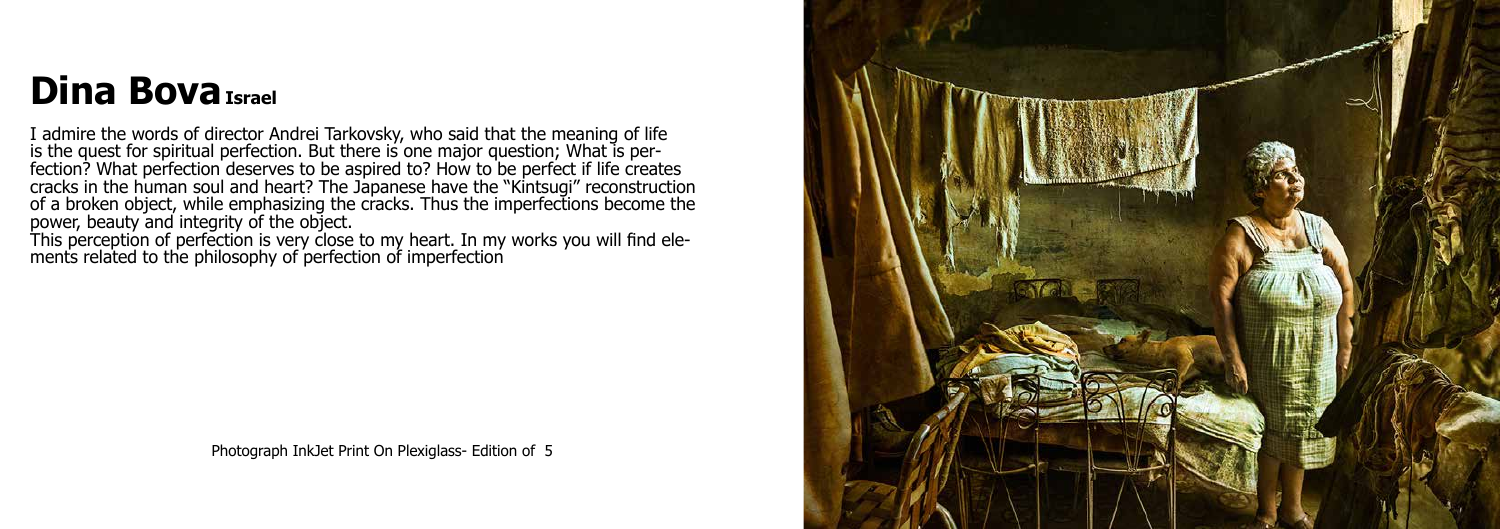# Dina Bova Israel

I admire the words of director Andrei Tarkovsky, who said that the meaning of life is the quest for spiritual perfection. But there is one major question; What is perfection? What perfection deserves to be aspired to? How to be perfect if life creates cracks in the human soul and heart? The Japanese have the "Kintsugi" reconstruction of a broken object, while emphasizing the cracks. Thus the imperfections become the power, beauty and integrity of the object.
This perception of perfection is very close to my heart. In my works you will find elements related to the philosophy of perfection of imperfection

Photograph InkJet Print On Plexiglass- Edition of 5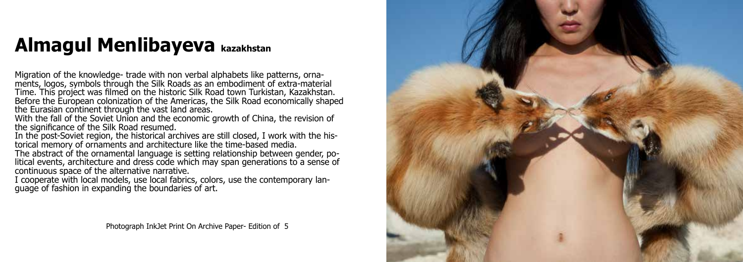# Almagul Menlibayeva kazakhstan

Migration of the knowledge- trade with non verbal alphabets like patterns, ornaments, logos, symbols through the Silk Roads as an embodiment of extra-material Time. This project was filmed on the historic Silk Road town Turkistan, Kazakhstan. Before the European colonization of the Americas, the Silk Road economically shaped the Eurasian continent through the vast land areas.

With the fall of the Soviet Union and the economic growth of China, the revision of the significance of the Silk Road resumed.

In the post-Soviet region, the historical archives are still closed, I work with the historical memory of ornaments and architecture like the time-based media.

The abstract of the ornamental language is setting relationship between gender, political events, architecture and dress code which may span generations to a sense of continuous space of the alternative narrative.

I cooperate with local models, use local fabrics, colors, use the contemporary language of fashion in expanding the boundaries of art.

Photograph InkJet Print On Archive Paper- Edition of 5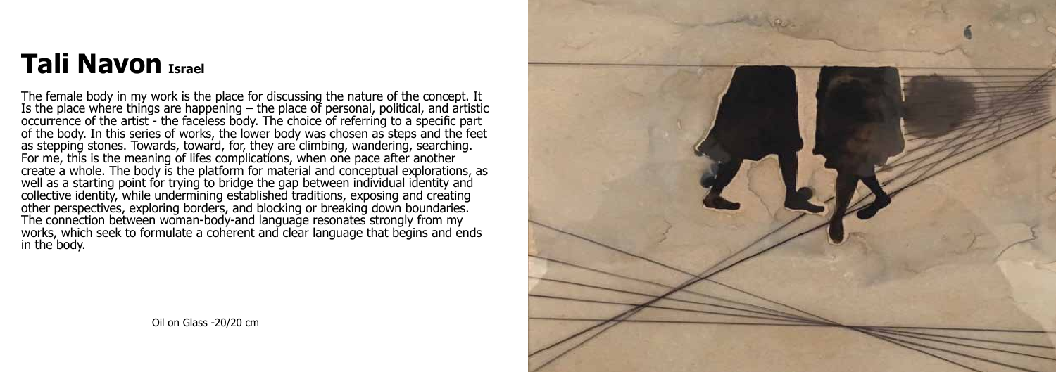# Tali Navon Israel

The female body in my work is the place for discussing the nature of the concept. It Is the place where things are happening – the place of personal, political, and artistic occurrence of the artist - the faceless body. The choice of referring to a specific part of the body. In this series of works, the lower body was chosen as steps and the feet as stepping stones. Towards, toward, for, they are climbing, wandering, searching. For me, this is the meaning of lifes complications, when one pace after another create a whole. The body is the platform for material and conceptual explorations, as well as a starting point for trying to bridge the gap between individual identity and collective identity, while undermining established traditions, exposing and creating other perspectives, exploring borders, and blocking or breaking down boundaries. The connection between woman-body-and language resonates strongly from my works, which seek to formulate a coherent and clear language that begins and ends in the body.

Oil on Glass -20/20 cm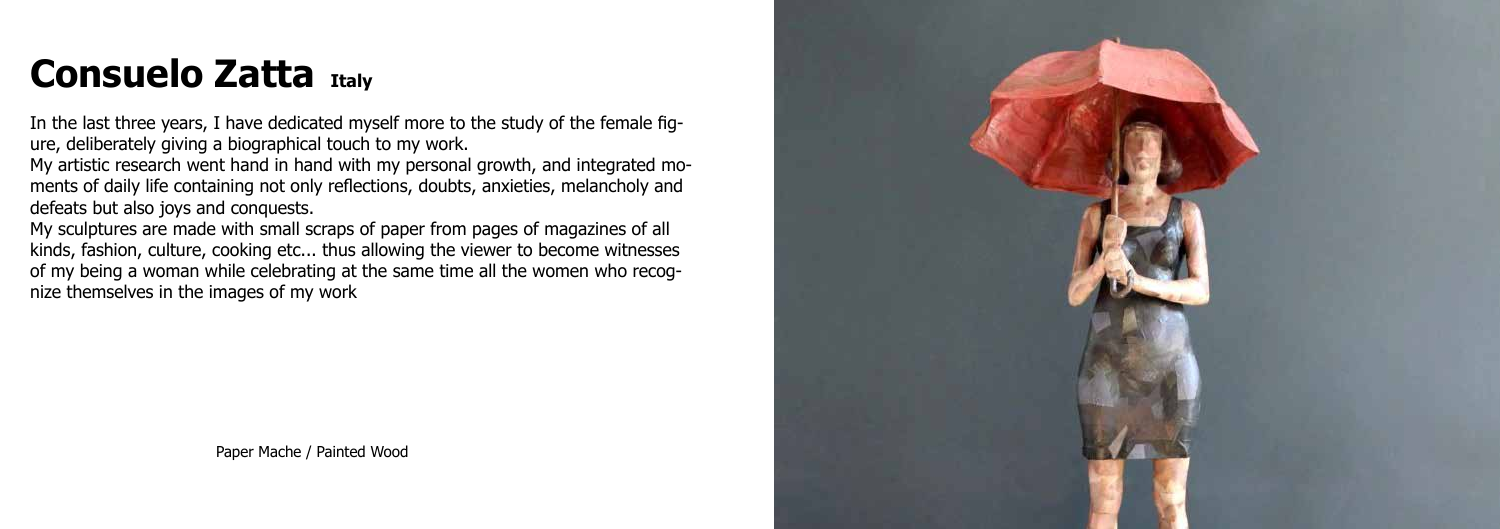# Consuelo Zatta Italy

In the last three years, I have dedicated myself more to the study of the female figure, deliberately giving a biographical touch to my work.

My artistic research went hand in hand with my personal growth, and integrated moments of daily life containing not only reflections, doubts, anxieties, melancholy and defeats but also joys and conquests.

My sculptures are made with small scraps of paper from pages of magazines of all kinds, fashion, culture, cooking etc... thus allowing the viewer to become witnesses of my being a woman while celebrating at the same time all the women who recognize themselves in the images of my work

Paper Mache / Painted Wood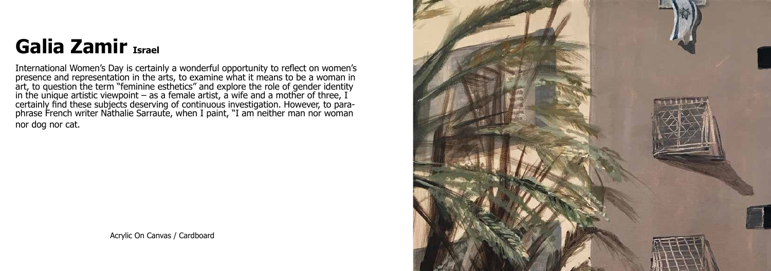# Galia Zamir Israel

International Women's Day is certainly a wonderful opportunity to reflect on women's presence and representation in the arts, to examine what it means to be a woman in art, to question the term "feminine esthetics" and explore the role of gender identity in the unique artistic viewpoint – as a female artist, a wife and a mother of three, I certainly find these subjects deserving of continuous investigation. However, to paraphrase French writer Nathalie Sarraute, when I paint, "I am neither man nor woman nor dog nor cat.

Acrylic On Canvas / Cardboard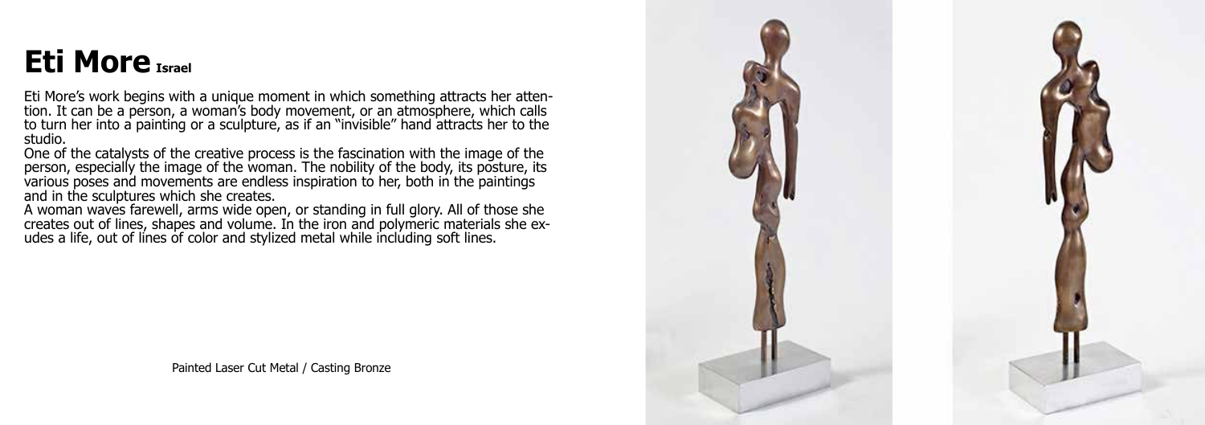# Eti More Israel

Eti More's work begins with a unique moment in which something attracts her attention. It can be a person, a woman's body movement, or an atmosphere, which calls to turn her into a painting or a sculpture, as if an "invisible" hand attracts her to the studio.

One of the catalysts of the creative process is the fascination with the image of the person, especially the image of the woman. The nobility of the body, its posture, its various poses and movements are endless inspiration to her, both in the paintings and in the sculptures which she creates.

A woman waves farewell, arms wide open, or standing in full glory. All of those she creates out of lines, shapes and volume. In the iron and polymeric materials she exudes a life, out of lines of color and stylized metal while including soft lines.

Painted Laser Cut Metal / Casting Bronze